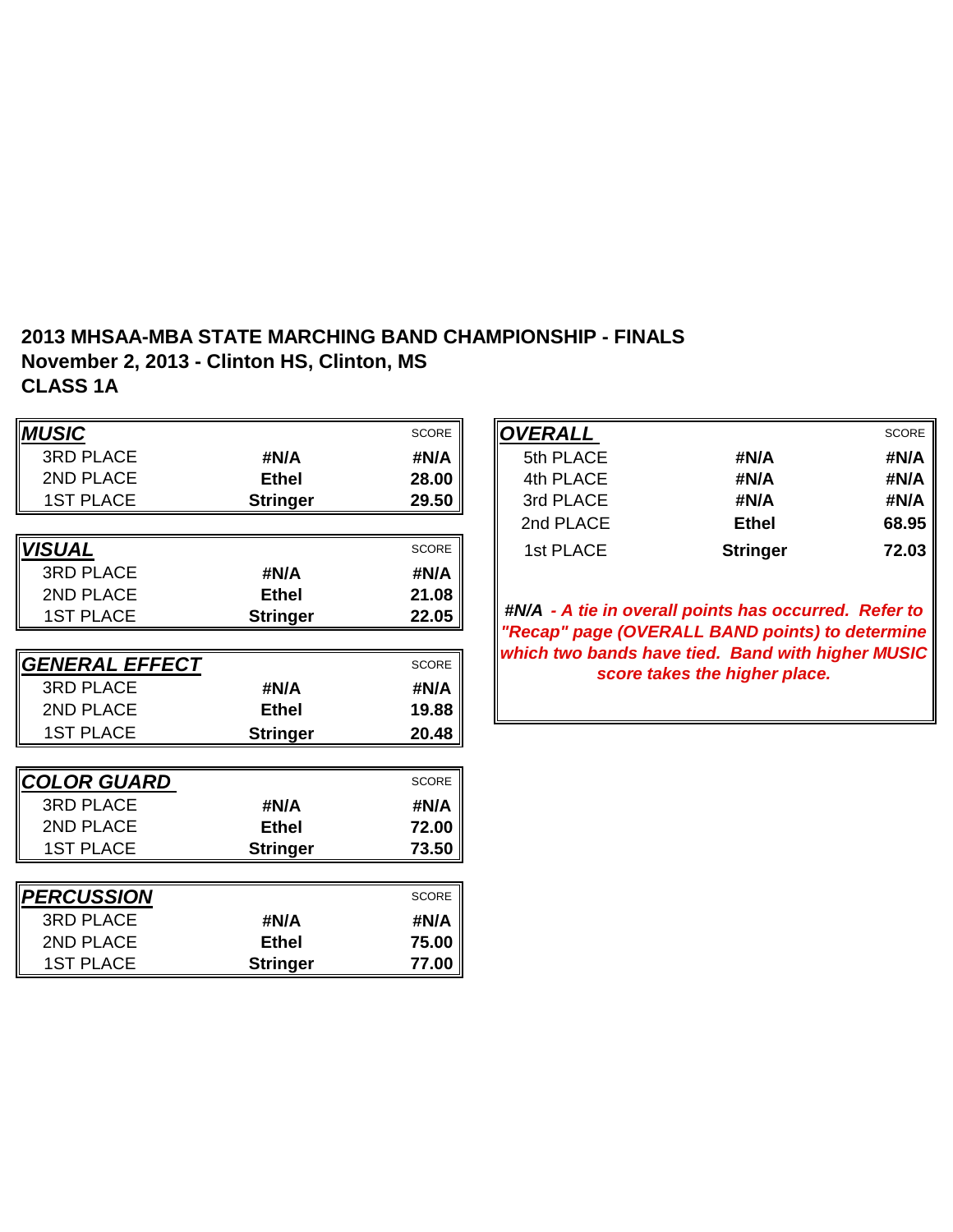**2013 MHSAA-MBA STATE MARCHING BAND CHAMPIONSHIP - FINALS**
**November 2, 2013 - Clinton HS, Clinton, MS**
**CLASS 1A**

| ***MUSIC*** | | SCORE |
|---|---|---|
| 3RD PLACE | **#N/A** | **#N/A** |
| 2ND PLACE | **Ethel** | **28.00** |
| 1ST PLACE | **Stringer** | **29.50** |

| ***VISUAL*** | | SCORE |
|---|---|---|
| 3RD PLACE | **#N/A** | **#N/A** |
| 2ND PLACE | **Ethel** | **21.08** |
| 1ST PLACE | **Stringer** | **22.05** |

| ***GENERAL EFFECT*** | | SCORE |
|---|---|---|
| 3RD PLACE | **#N/A** | **#N/A** |
| 2ND PLACE | **Ethel** | **19.88** |
| 1ST PLACE | **Stringer** | **20.48** |

| ***COLOR GUARD*** | | SCORE |
|---|---|---|
| 3RD PLACE | **#N/A** | **#N/A** |
| 2ND PLACE | **Ethel** | **72.00** |
| 1ST PLACE | **Stringer** | **73.50** |

| ***PERCUSSION*** | | SCORE |
|---|---|---|
| 3RD PLACE | **#N/A** | **#N/A** |
| 2ND PLACE | **Ethel** | **75.00** |
| 1ST PLACE | **Stringer** | **77.00** |

| ***OVERALL*** | | SCORE |
|---|---|---|
| 5th PLACE | **#N/A** | **#N/A** |
| 4th PLACE | **#N/A** | **#N/A** |
| 3rd PLACE | **#N/A** | **#N/A** |
| 2nd PLACE | **Ethel** | **68.95** |
| 1st PLACE | **Stringer** | **72.03** |

***#N/A - A tie in overall points has occurred. Refer to "Recap" page (OVERALL BAND points) to determine which two bands have tied. Band with higher MUSIC score takes the higher place.***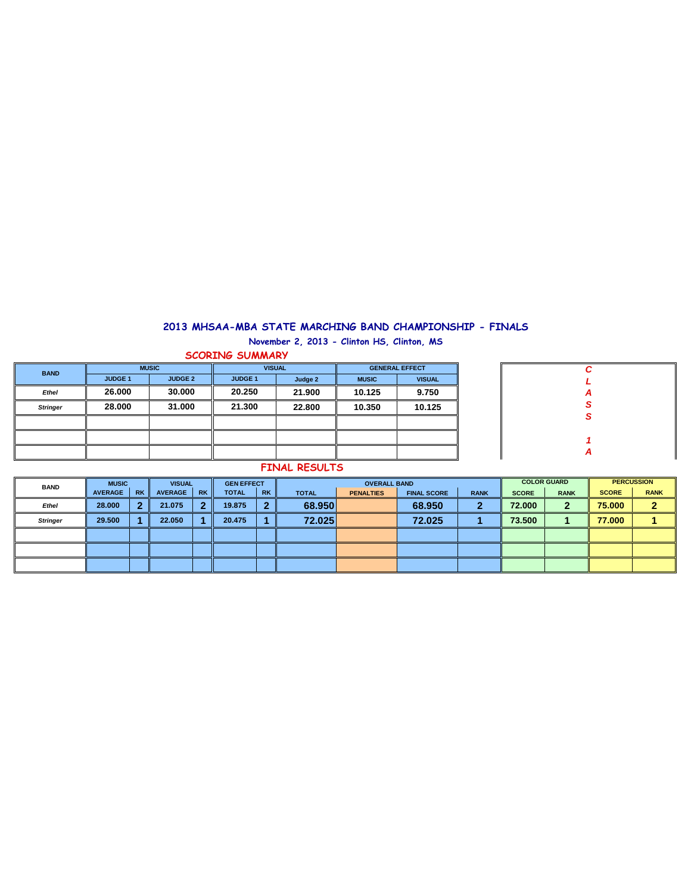## 2013 MHSAA-MBA STATE MARCHING BAND CHAMPIONSHIP - FINALS

**November 2, 2013 - Clinton HS, Clinton, MS**

### SCORING SUMMARY

| BAND | MUSIC | | VISUAL | | GENERAL EFFECT | |
|---|---|---|---|---|---|---|
| | JUDGE 1 | JUDGE 2 | JUDGE 1 | Judge 2 | MUSIC | VISUAL |
| *Ethel* | 26.000 | 30.000 | 20.250 | 21.900 | 10.125 | 9.750 |
| *Stringer* | 28.000 | 31.000 | 21.300 | 22.800 | 10.350 | 10.125 |
| | | | | | | |
| | | | | | | |
| | | | | | | |

*CLASS 1A*

### FINAL RESULTS

| BAND | MUSIC | | VISUAL | | GEN EFFECT | | OVERALL BAND | | | | COLOR GUARD | | PERCUSSION | |
|---|---|---|---|---|---|---|---|---|---|---|---|---|---|---|
| | AVERAGE | RK | AVERAGE | RK | TOTAL | RK | TOTAL | PENALTIES | FINAL SCORE | RANK | SCORE | RANK | SCORE | RANK |
| *Ethel* | 28.000 | 2 | 21.075 | 2 | 19.875 | 2 | 68.950 | | 68.950 | 2 | 72.000 | 2 | 75.000 | 2 |
| *Stringer* | 29.500 | 1 | 22.050 | 1 | 20.475 | 1 | 72.025 | | 72.025 | 1 | 73.500 | 1 | 77.000 | 1 |
| | | | | | | | | | | | | | | |
| | | | | | | | | | | | | | | |
| | | | | | | | | | | | | | | |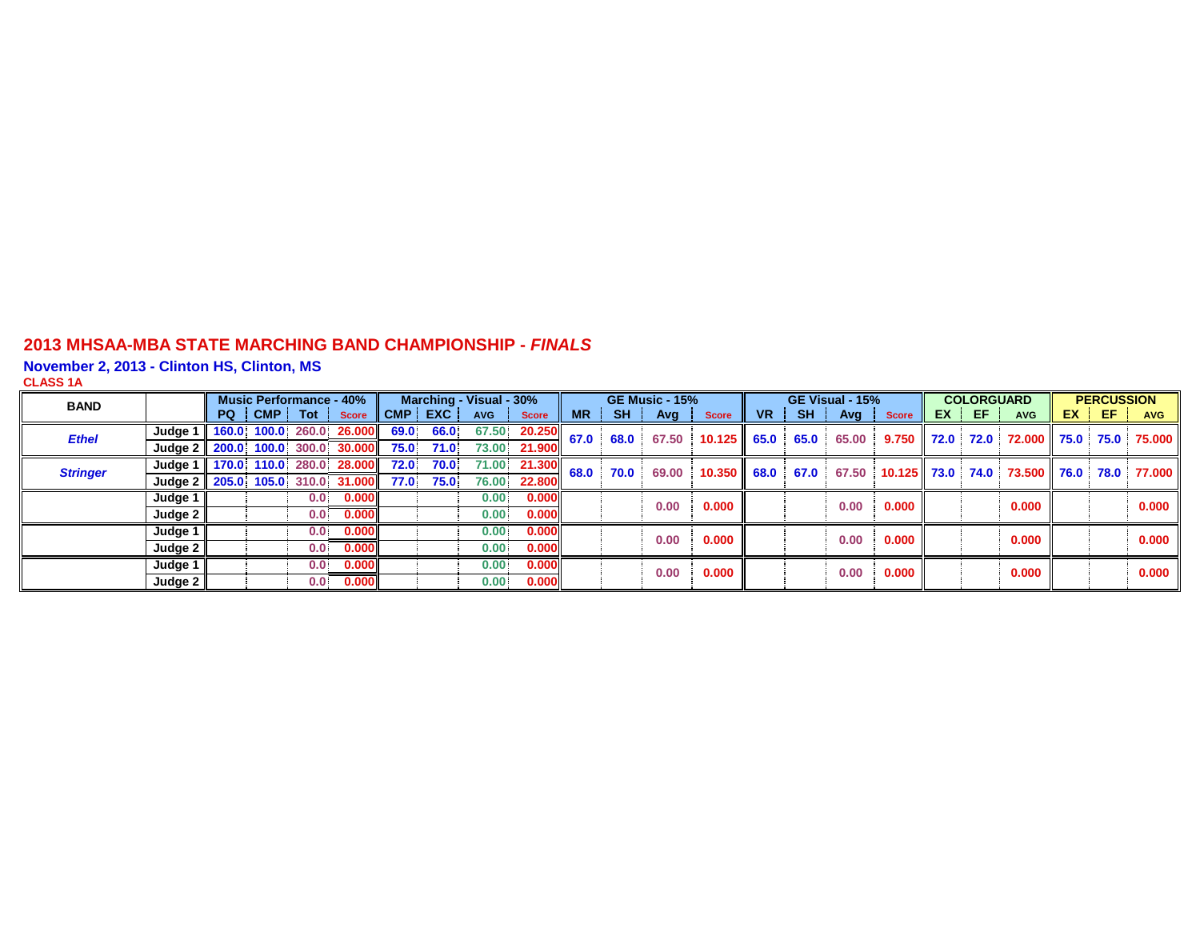# 2013 MHSAA-MBA STATE MARCHING BAND CHAMPIONSHIP - *FINALS*

**November 2, 2013 - Clinton HS, Clinton, MS**

**CLASS 1A**

| BAND | | Music Performance - 40% | | | | Marching - Visual - 30% | | | | GE Music - 15% | | | | GE Visual - 15% | | | | COLORGUARD | | | PERCUSSION | | |
|---|---|---|---|---|---|---|---|---|---|---|---|---|---|---|---|---|---|---|---|---|---|---|---|
| | | PQ | CMP | Tot | Score | CMP | EXC | AVG | Score | MR | SH | Avg | Score | VR | SH | Avg | Score | EX | EF | AVG | EX | EF | AVG |
| *Ethel* | Judge 1 | 160.0 | 100.0 | 260.0 | 26.000 | 69.0 | 66.0 | 67.50 | 20.250 | 67.0 | 68.0 | 67.50 | 10.125 | 65.0 | 65.0 | 65.00 | 9.750 | 72.0 | 72.0 | 72.000 | 75.0 | 75.0 | 75.000 |
| | Judge 2 | 200.0 | 100.0 | 300.0 | 30.000 | 75.0 | 71.0 | 73.00 | 21.900 | | | | | | | | | | | | | | |
| *Stringer* | Judge 1 | 170.0 | 110.0 | 280.0 | 28.000 | 72.0 | 70.0 | 71.00 | 21.300 | 68.0 | 70.0 | 69.00 | 10.350 | 68.0 | 67.0 | 67.50 | 10.125 | 73.0 | 74.0 | 73.500 | 76.0 | 78.0 | 77.000 |
| | Judge 2 | 205.0 | 105.0 | 310.0 | 31.000 | 77.0 | 75.0 | 76.00 | 22.800 | | | | | | | | | | | | | | |
| | Judge 1 | | | 0.0 | 0.000 | | | 0.00 | 0.000 | | | 0.00 | 0.000 | | | 0.00 | 0.000 | | | 0.000 | | | 0.000 |
| | Judge 2 | | | 0.0 | 0.000 | | | 0.00 | 0.000 | | | | | | | | | | | | | | |
| | Judge 1 | | | 0.0 | 0.000 | | | 0.00 | 0.000 | | | 0.00 | 0.000 | | | 0.00 | 0.000 | | | 0.000 | | | 0.000 |
| | Judge 2 | | | 0.0 | 0.000 | | | 0.00 | 0.000 | | | | | | | | | | | | | | |
| | Judge 1 | | | 0.0 | 0.000 | | | 0.00 | 0.000 | | | 0.00 | 0.000 | | | 0.00 | 0.000 | | | 0.000 | | | 0.000 |
| | Judge 2 | | | 0.0 | 0.000 | | | 0.00 | 0.000 | | | | | | | | | | | | | | |